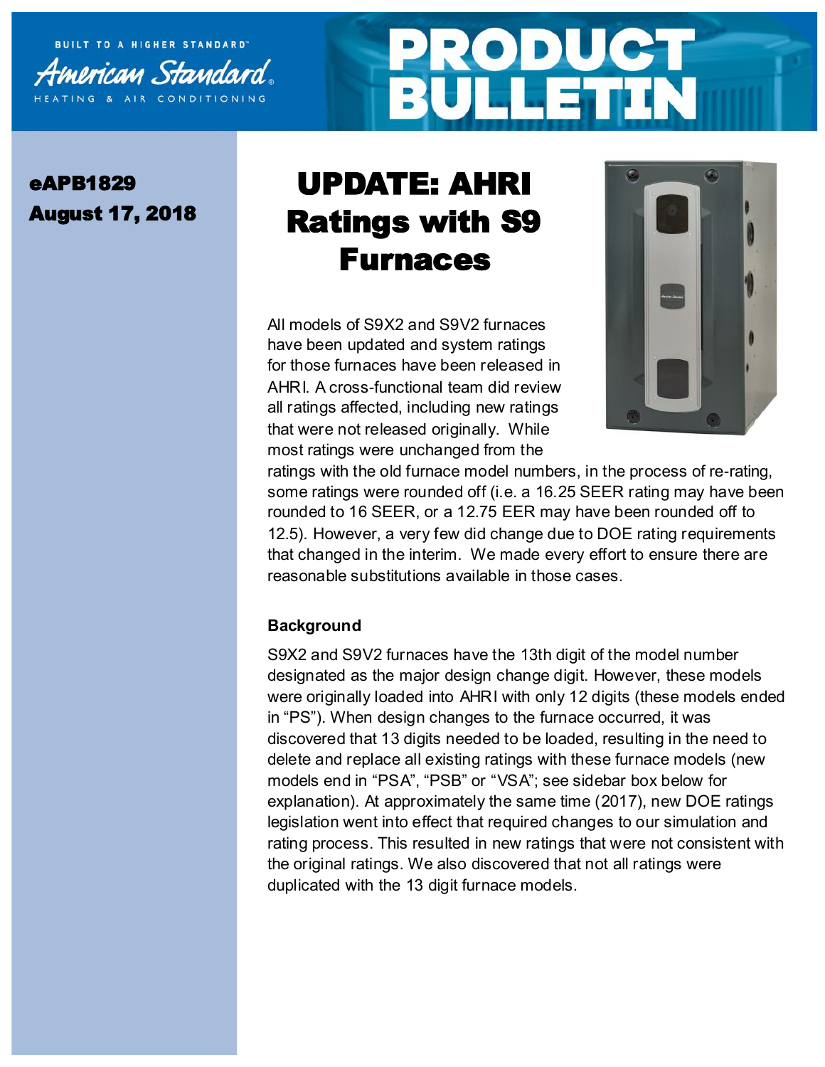BUILT TO A HIGHER STANDARD™

American Standard®

HEATING & AIR CONDITIONING

# PRODUCT BULLETIN

**eAPB1829**

**August 17, 2018**

# UPDATE: AHRI Ratings with S9 Furnaces

All models of S9X2 and S9V2 furnaces have been updated and system ratings for those furnaces have been released in AHRI. A cross-functional team did review all ratings affected, including new ratings that were not released originally. While most ratings were unchanged from the ratings with the old furnace model numbers, in the process of re-rating, some ratings were rounded off (i.e. a 16.25 SEER rating may have been rounded to 16 SEER, or a 12.75 EER may have been rounded off to 12.5). However, a very few did change due to DOE rating requirements that changed in the interim. We made every effort to ensure there are reasonable substitutions available in those cases.

### Background

S9X2 and S9V2 furnaces have the 13th digit of the model number designated as the major design change digit. However, these models were originally loaded into AHRI with only 12 digits (these models ended in "PS"). When design changes to the furnace occurred, it was discovered that 13 digits needed to be loaded, resulting in the need to delete and replace all existing ratings with these furnace models (new models end in "PSA", "PSB" or "VSA"; see sidebar box below for explanation). At approximately the same time (2017), new DOE ratings legislation went into effect that required changes to our simulation and rating process. This resulted in new ratings that were not consistent with the original ratings. We also discovered that not all ratings were duplicated with the 13 digit furnace models.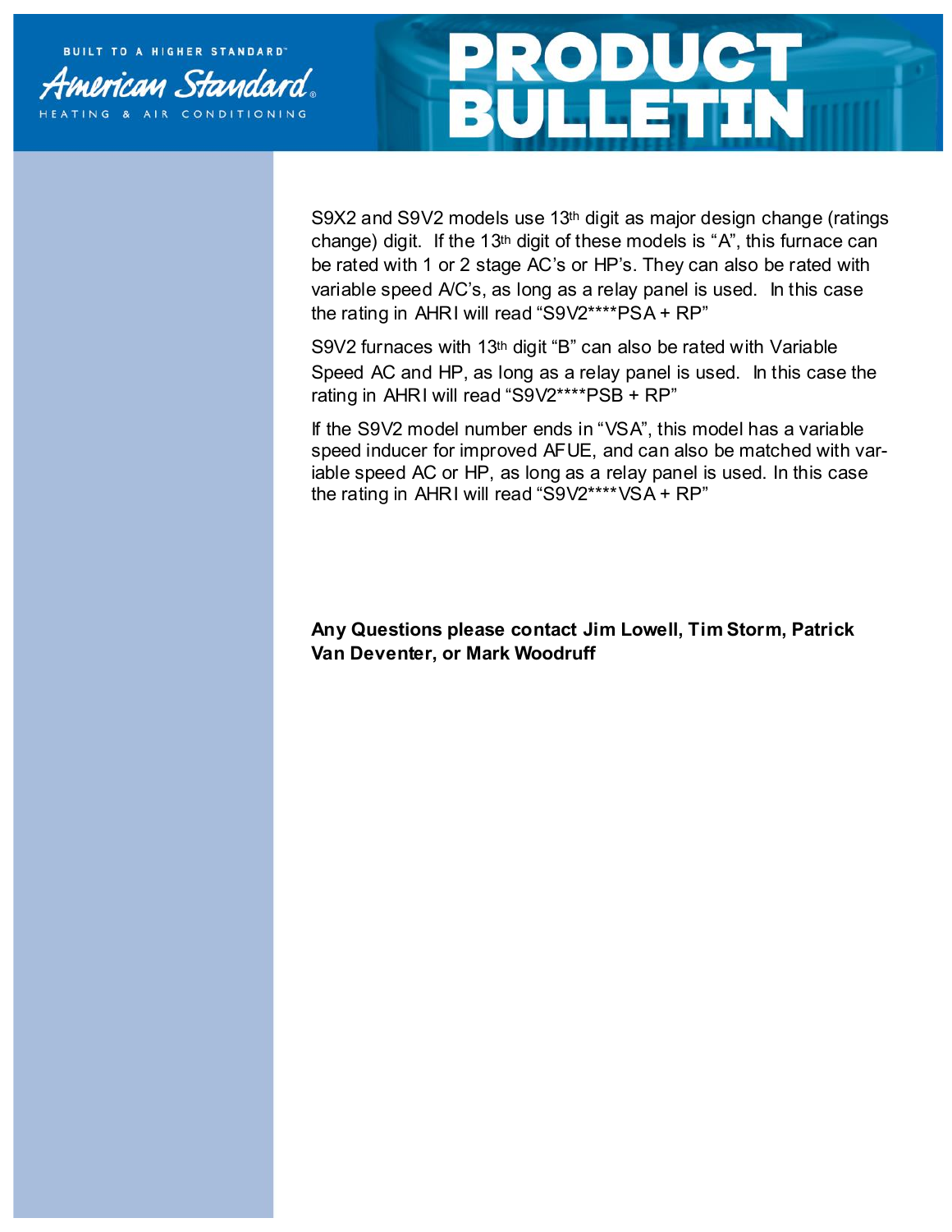S9X2 and S9V2 models use 13th digit as major design change (ratings change) digit. If the 13th digit of these models is “A”, this furnace can be rated with 1 or 2 stage AC’s or HP’s. They can also be rated with variable speed A/C’s, as long as a relay panel is used. In this case the rating in AHRI will read “S9V2****PSA + RP”

S9V2 furnaces with 13th digit “B” can also be rated with Variable Speed AC and HP, as long as a relay panel is used. In this case the rating in AHRI will read “S9V2****PSB + RP”

If the S9V2 model number ends in “VSA”, this model has a variable speed inducer for improved AFUE, and can also be matched with variable speed AC or HP, as long as a relay panel is used. In this case the rating in AHRI will read “S9V2****VSA + RP”

**Any Questions please contact Jim Lowell, Tim Storm, Patrick Van Deventer, or Mark Woodruff**